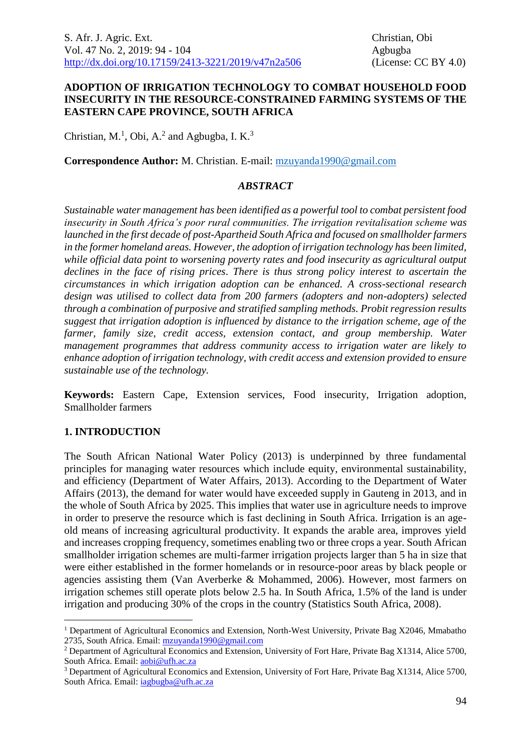# ADOPTION OF IRRIGATION TECHNOLOGY TO COMBAT HOUSEHOLD FOOD INSECURITY IN THE RESOURCE-CONSTRAINED FARMING SYSTEMS OF THE EASTERN CAPE PROVINCE, SOUTH AFRICA

Christian, M.[1], Obi, A.[2] and Agbugba, I. K.[3]

**Correspondence Author:** M. Christian. E-mail: mzuyanda1990@gmail.com

## *ABSTRACT*

*Sustainable water management has been identified as a powerful tool to combat persistent food insecurity in South Africa's poor rural communities. The irrigation revitalisation scheme was launched in the first decade of post-Apartheid South Africa and focused on smallholder farmers in the former homeland areas. However, the adoption of irrigation technology has been limited, while official data point to worsening poverty rates and food insecurity as agricultural output declines in the face of rising prices. There is thus strong policy interest to ascertain the circumstances in which irrigation adoption can be enhanced. A cross-sectional research design was utilised to collect data from 200 farmers (adopters and non-adopters) selected through a combination of purposive and stratified sampling methods. Probit regression results suggest that irrigation adoption is influenced by distance to the irrigation scheme, age of the farmer, family size, credit access, extension contact, and group membership. Water management programmes that address community access to irrigation water are likely to enhance adoption of irrigation technology, with credit access and extension provided to ensure sustainable use of the technology.*

**Keywords:** Eastern Cape, Extension services, Food insecurity, Irrigation adoption, Smallholder farmers

## 1. INTRODUCTION

The South African National Water Policy (2013) is underpinned by three fundamental principles for managing water resources which include equity, environmental sustainability, and efficiency (Department of Water Affairs, 2013). According to the Department of Water Affairs (2013), the demand for water would have exceeded supply in Gauteng in 2013, and in the whole of South Africa by 2025. This implies that water use in agriculture needs to improve in order to preserve the resource which is fast declining in South Africa. Irrigation is an age-old means of increasing agricultural productivity. It expands the arable area, improves yield and increases cropping frequency, sometimes enabling two or three crops a year. South African smallholder irrigation schemes are multi-farmer irrigation projects larger than 5 ha in size that were either established in the former homelands or in resource-poor areas by black people or agencies assisting them (Van Averberke & Mohammed, 2006). However, most farmers on irrigation schemes still operate plots below 2.5 ha. In South Africa, 1.5% of the land is under irrigation and producing 30% of the crops in the country (Statistics South Africa, 2008).

---

[1] Department of Agricultural Economics and Extension, North-West University, Private Bag X2046, Mmabatho 2735, South Africa. Email: mzuyanda1990@gmail.com

[2] Department of Agricultural Economics and Extension, University of Fort Hare, Private Bag X1314, Alice 5700, South Africa. Email: aobi@ufh.ac.za

[3] Department of Agricultural Economics and Extension, University of Fort Hare, Private Bag X1314, Alice 5700, South Africa. Email: iagbugba@ufh.ac.za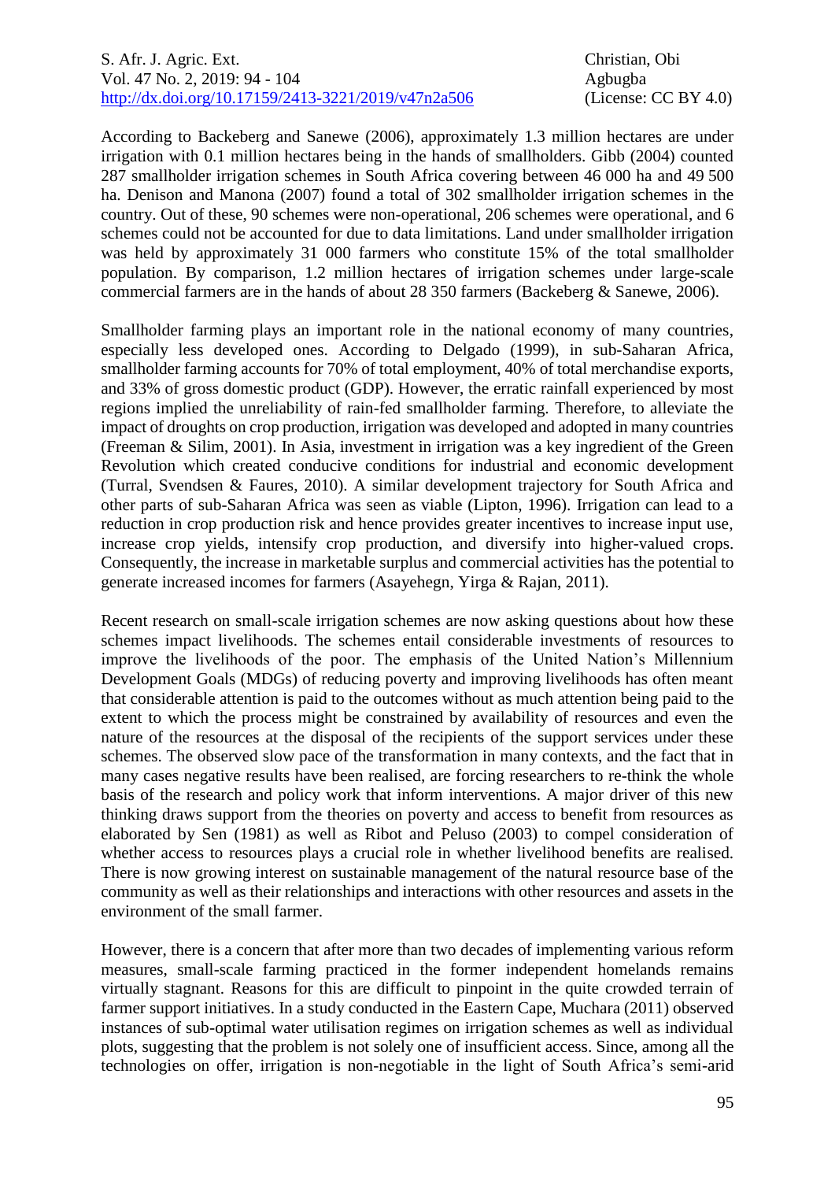According to Backeberg and Sanewe (2006), approximately 1.3 million hectares are under irrigation with 0.1 million hectares being in the hands of smallholders. Gibb (2004) counted 287 smallholder irrigation schemes in South Africa covering between 46 000 ha and 49 500 ha. Denison and Manona (2007) found a total of 302 smallholder irrigation schemes in the country. Out of these, 90 schemes were non-operational, 206 schemes were operational, and 6 schemes could not be accounted for due to data limitations. Land under smallholder irrigation was held by approximately 31 000 farmers who constitute 15% of the total smallholder population. By comparison, 1.2 million hectares of irrigation schemes under large-scale commercial farmers are in the hands of about 28 350 farmers (Backeberg & Sanewe, 2006).

Smallholder farming plays an important role in the national economy of many countries, especially less developed ones. According to Delgado (1999), in sub-Saharan Africa, smallholder farming accounts for 70% of total employment, 40% of total merchandise exports, and 33% of gross domestic product (GDP). However, the erratic rainfall experienced by most regions implied the unreliability of rain-fed smallholder farming. Therefore, to alleviate the impact of droughts on crop production, irrigation was developed and adopted in many countries (Freeman & Silim, 2001). In Asia, investment in irrigation was a key ingredient of the Green Revolution which created conducive conditions for industrial and economic development (Turral, Svendsen & Faures, 2010). A similar development trajectory for South Africa and other parts of sub-Saharan Africa was seen as viable (Lipton, 1996). Irrigation can lead to a reduction in crop production risk and hence provides greater incentives to increase input use, increase crop yields, intensify crop production, and diversify into higher-valued crops. Consequently, the increase in marketable surplus and commercial activities has the potential to generate increased incomes for farmers (Asayehegn, Yirga & Rajan, 2011).

Recent research on small-scale irrigation schemes are now asking questions about how these schemes impact livelihoods. The schemes entail considerable investments of resources to improve the livelihoods of the poor. The emphasis of the United Nation's Millennium Development Goals (MDGs) of reducing poverty and improving livelihoods has often meant that considerable attention is paid to the outcomes without as much attention being paid to the extent to which the process might be constrained by availability of resources and even the nature of the resources at the disposal of the recipients of the support services under these schemes. The observed slow pace of the transformation in many contexts, and the fact that in many cases negative results have been realised, are forcing researchers to re-think the whole basis of the research and policy work that inform interventions. A major driver of this new thinking draws support from the theories on poverty and access to benefit from resources as elaborated by Sen (1981) as well as Ribot and Peluso (2003) to compel consideration of whether access to resources plays a crucial role in whether livelihood benefits are realised. There is now growing interest on sustainable management of the natural resource base of the community as well as their relationships and interactions with other resources and assets in the environment of the small farmer.

However, there is a concern that after more than two decades of implementing various reform measures, small-scale farming practiced in the former independent homelands remains virtually stagnant. Reasons for this are difficult to pinpoint in the quite crowded terrain of farmer support initiatives. In a study conducted in the Eastern Cape, Muchara (2011) observed instances of sub-optimal water utilisation regimes on irrigation schemes as well as individual plots, suggesting that the problem is not solely one of insufficient access. Since, among all the technologies on offer, irrigation is non-negotiable in the light of South Africa's semi-arid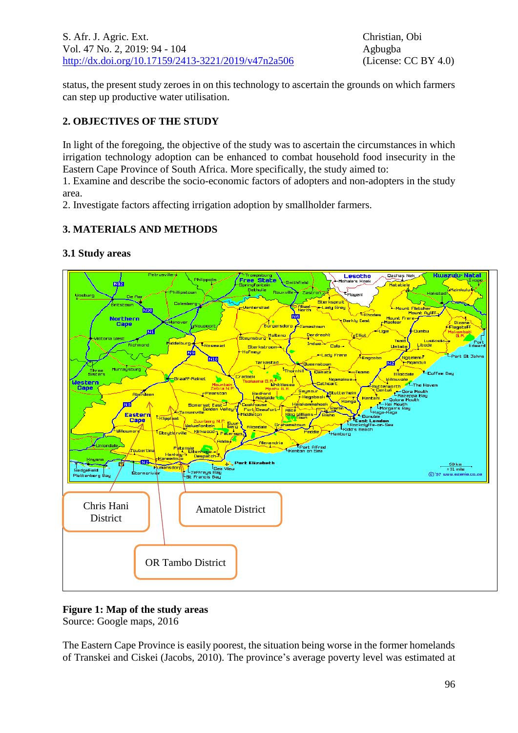status, the present study zeroes in on this technology to ascertain the grounds on which farmers can step up productive water utilisation.

## 2. OBJECTIVES OF THE STUDY

In light of the foregoing, the objective of the study was to ascertain the circumstances in which irrigation technology adoption can be enhanced to combat household food insecurity in the Eastern Cape Province of South Africa. More specifically, the study aimed to:

1. Examine and describe the socio-economic factors of adopters and non-adopters in the study area.
2. Investigate factors affecting irrigation adoption by smallholder farmers.

## 3. MATERIALS AND METHODS

### 3.1 Study areas

**Figure 1: Map of the study areas**
Source: Google maps, 2016

The Eastern Cape Province is easily poorest, the situation being worse in the former homelands of Transkei and Ciskei (Jacobs, 2010). The province's average poverty level was estimated at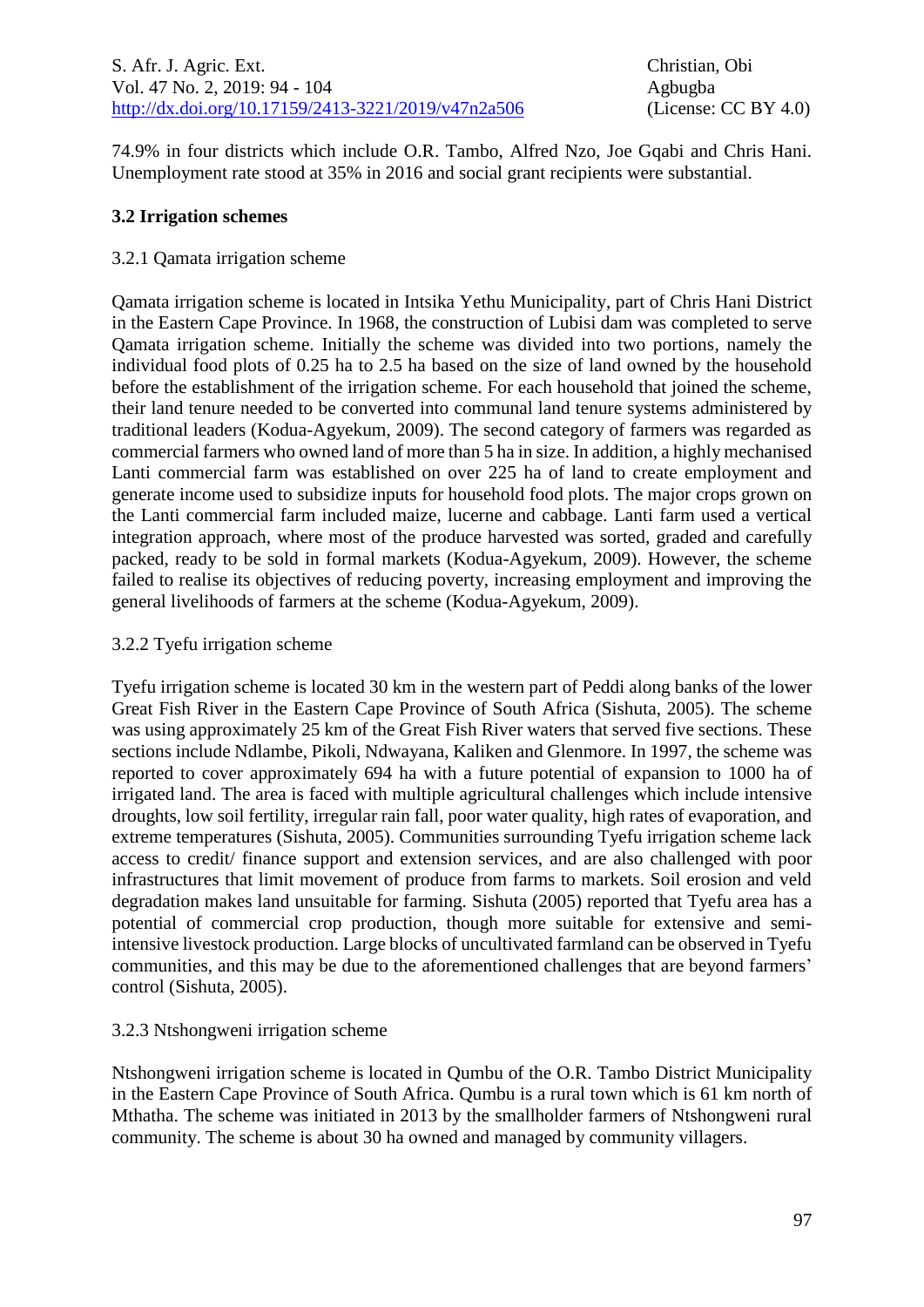74.9% in four districts which include O.R. Tambo, Alfred Nzo, Joe Gqabi and Chris Hani. Unemployment rate stood at 35% in 2016 and social grant recipients were substantial.

### 3.2 Irrigation schemes

#### 3.2.1 Qamata irrigation scheme

Qamata irrigation scheme is located in Intsika Yethu Municipality, part of Chris Hani District in the Eastern Cape Province. In 1968, the construction of Lubisi dam was completed to serve Qamata irrigation scheme. Initially the scheme was divided into two portions, namely the individual food plots of 0.25 ha to 2.5 ha based on the size of land owned by the household before the establishment of the irrigation scheme. For each household that joined the scheme, their land tenure needed to be converted into communal land tenure systems administered by traditional leaders (Kodua-Agyekum, 2009). The second category of farmers was regarded as commercial farmers who owned land of more than 5 ha in size. In addition, a highly mechanised Lanti commercial farm was established on over 225 ha of land to create employment and generate income used to subsidize inputs for household food plots. The major crops grown on the Lanti commercial farm included maize, lucerne and cabbage. Lanti farm used a vertical integration approach, where most of the produce harvested was sorted, graded and carefully packed, ready to be sold in formal markets (Kodua-Agyekum, 2009). However, the scheme failed to realise its objectives of reducing poverty, increasing employment and improving the general livelihoods of farmers at the scheme (Kodua-Agyekum, 2009).

#### 3.2.2 Tyefu irrigation scheme

Tyefu irrigation scheme is located 30 km in the western part of Peddi along banks of the lower Great Fish River in the Eastern Cape Province of South Africa (Sishuta, 2005). The scheme was using approximately 25 km of the Great Fish River waters that served five sections. These sections include Ndlambe, Pikoli, Ndwayana, Kaliken and Glenmore. In 1997, the scheme was reported to cover approximately 694 ha with a future potential of expansion to 1000 ha of irrigated land. The area is faced with multiple agricultural challenges which include intensive droughts, low soil fertility, irregular rain fall, poor water quality, high rates of evaporation, and extreme temperatures (Sishuta, 2005). Communities surrounding Tyefu irrigation scheme lack access to credit/ finance support and extension services, and are also challenged with poor infrastructures that limit movement of produce from farms to markets. Soil erosion and veld degradation makes land unsuitable for farming. Sishuta (2005) reported that Tyefu area has a potential of commercial crop production, though more suitable for extensive and semi-intensive livestock production. Large blocks of uncultivated farmland can be observed in Tyefu communities, and this may be due to the aforementioned challenges that are beyond farmers' control (Sishuta, 2005).

#### 3.2.3 Ntshongweni irrigation scheme

Ntshongweni irrigation scheme is located in Qumbu of the O.R. Tambo District Municipality in the Eastern Cape Province of South Africa. Qumbu is a rural town which is 61 km north of Mthatha. The scheme was initiated in 2013 by the smallholder farmers of Ntshongweni rural community. The scheme is about 30 ha owned and managed by community villagers.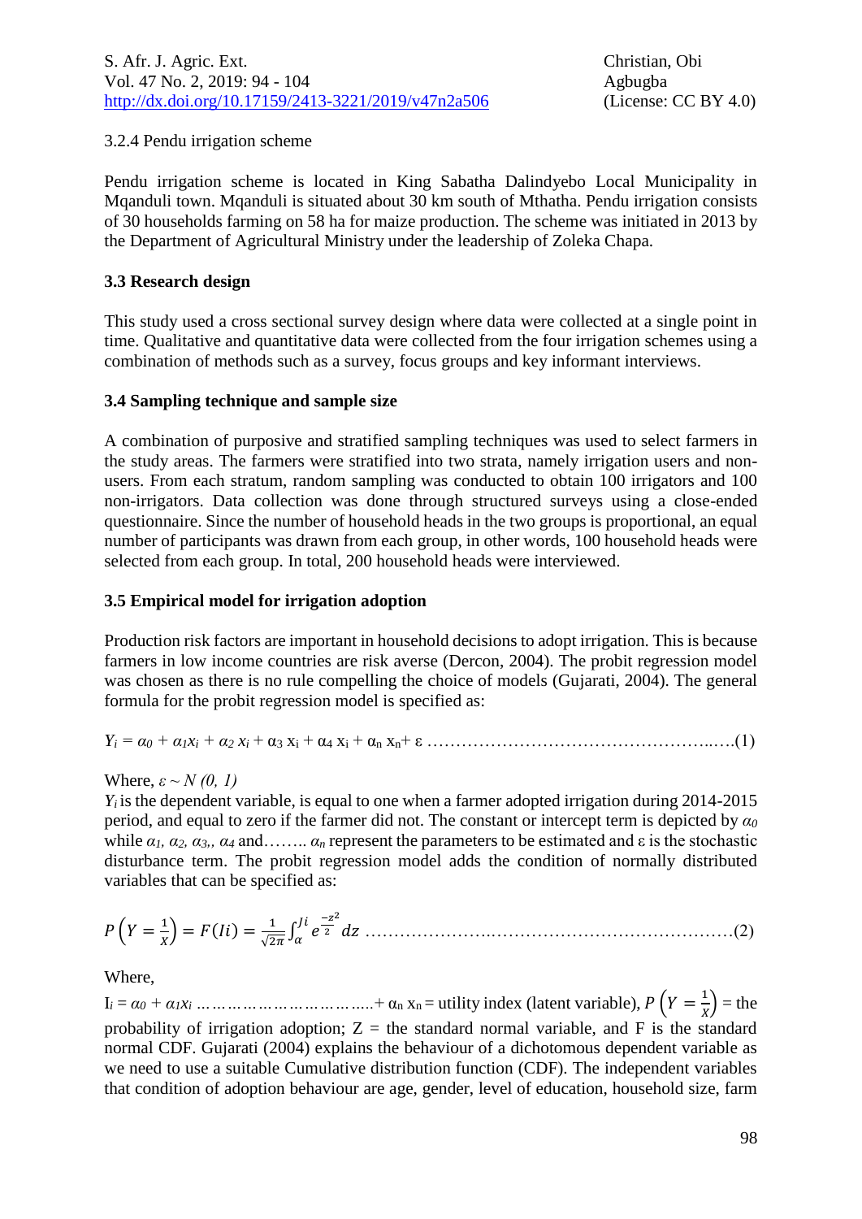3.2.4 Pendu irrigation scheme

Pendu irrigation scheme is located in King Sabatha Dalindyebo Local Municipality in Mqanduli town. Mqanduli is situated about 30 km south of Mthatha. Pendu irrigation consists of 30 households farming on 58 ha for maize production. The scheme was initiated in 2013 by the Department of Agricultural Ministry under the leadership of Zoleka Chapa.

### 3.3 Research design

This study used a cross sectional survey design where data were collected at a single point in time. Qualitative and quantitative data were collected from the four irrigation schemes using a combination of methods such as a survey, focus groups and key informant interviews.

### 3.4 Sampling technique and sample size

A combination of purposive and stratified sampling techniques was used to select farmers in the study areas. The farmers were stratified into two strata, namely irrigation users and non-users. From each stratum, random sampling was conducted to obtain 100 irrigators and 100 non-irrigators. Data collection was done through structured surveys using a close-ended questionnaire. Since the number of household heads in the two groups is proportional, an equal number of participants was drawn from each group, in other words, 100 household heads were selected from each group. In total, 200 household heads were interviewed.

### 3.5 Empirical model for irrigation adoption

Production risk factors are important in household decisions to adopt irrigation. This is because farmers in low income countries are risk averse (Dercon, 2004). The probit regression model was chosen as there is no rule compelling the choice of models (Gujarati, 2004). The general formula for the probit regression model is specified as:

$$Y_i = \alpha_0 + \alpha_1 x_i + \alpha_2 x_i + \alpha_3 x_i + \alpha_4 x_i + \alpha_n x_n + \varepsilon \qquad (1)$$

Where, $\varepsilon \sim N(0, 1)$

$Y_i$ is the dependent variable, is equal to one when a farmer adopted irrigation during 2014-2015 period, and equal to zero if the farmer did not. The constant or intercept term is depicted by $\alpha_0$ while $\alpha_1$, $\alpha_2$, $\alpha_3$, $\alpha_4$ and…….. $\alpha_n$ represent the parameters to be estimated and ε is the stochastic disturbance term. The probit regression model adds the condition of normally distributed variables that can be specified as:

$$P\left(Y = \frac{1}{x}\right) = F(Ii) = \frac{1}{\sqrt{2\pi}} \int_{\alpha}^{Ji} e^{\frac{-z^2}{2}} \, dz \qquad (2)$$

Where,

$I_i = \alpha_0 + \alpha_1 x_i \ldots\ldots + \alpha_n x_n$ = utility index (latent variable), $P\left(Y = \frac{1}{x}\right)$ = the probability of irrigation adoption; Z = the standard normal variable, and F is the standard normal CDF. Gujarati (2004) explains the behaviour of a dichotomous dependent variable as we need to use a suitable Cumulative distribution function (CDF). The independent variables that condition of adoption behaviour are age, gender, level of education, household size, farm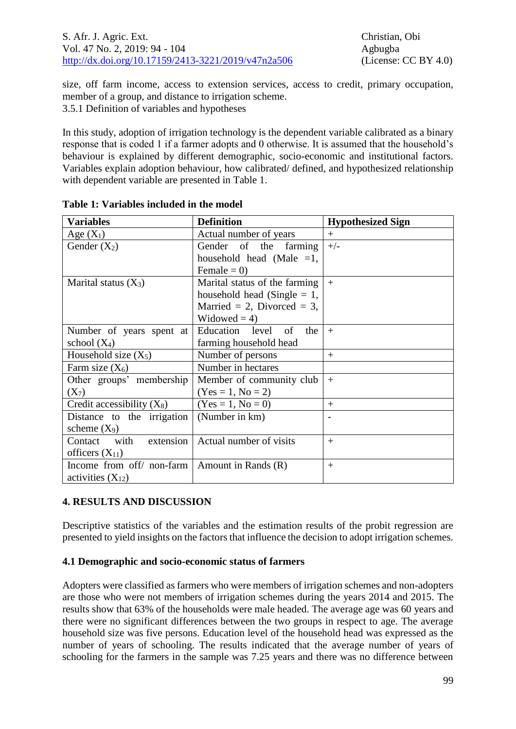size, off farm income, access to extension services, access to credit, primary occupation, member of a group, and distance to irrigation scheme.

3.5.1 Definition of variables and hypotheses

In this study, adoption of irrigation technology is the dependent variable calibrated as a binary response that is coded 1 if a farmer adopts and 0 otherwise. It is assumed that the household's behaviour is explained by different demographic, socio-economic and institutional factors. Variables explain adoption behaviour, how calibrated/ defined, and hypothesized relationship with dependent variable are presented in Table 1.

**Table 1: Variables included in the model**

| Variables | Definition | Hypothesized Sign |
|---|---|---|
| Age ($X_1$) | Actual number of years | + |
| Gender ($X_2$) | Gender of the farming household head (Male =1, Female = 0) | +/- |
| Marital status ($X_3$) | Marital status of the farming household head (Single = 1, Married = 2, Divorced = 3, Widowed = 4) | + |
| Number of years spent at school ($X_4$) | Education level of the farming household head | + |
| Household size ($X_5$) | Number of persons | + |
| Farm size ($X_6$) | Number in hectares | |
| Other groups' membership ($X_7$) | Member of community club (Yes = 1, No = 2) | + |
| Credit accessibility ($X_8$) | (Yes = 1, No = 0) | + |
| Distance to the irrigation scheme ($X_9$) | (Number in km) | - |
| Contact with extension officers ($X_{11}$) | Actual number of visits | + |
| Income from off/ non-farm activities ($X_{12}$) | Amount in Rands (R) | + |

## 4. RESULTS AND DISCUSSION

Descriptive statistics of the variables and the estimation results of the probit regression are presented to yield insights on the factors that influence the decision to adopt irrigation schemes.

### 4.1 Demographic and socio-economic status of farmers

Adopters were classified as farmers who were members of irrigation schemes and non-adopters are those who were not members of irrigation schemes during the years 2014 and 2015. The results show that 63% of the households were male headed. The average age was 60 years and there were no significant differences between the two groups in respect to age. The average household size was five persons. Education level of the household head was expressed as the number of years of schooling. The results indicated that the average number of years of schooling for the farmers in the sample was 7.25 years and there was no difference between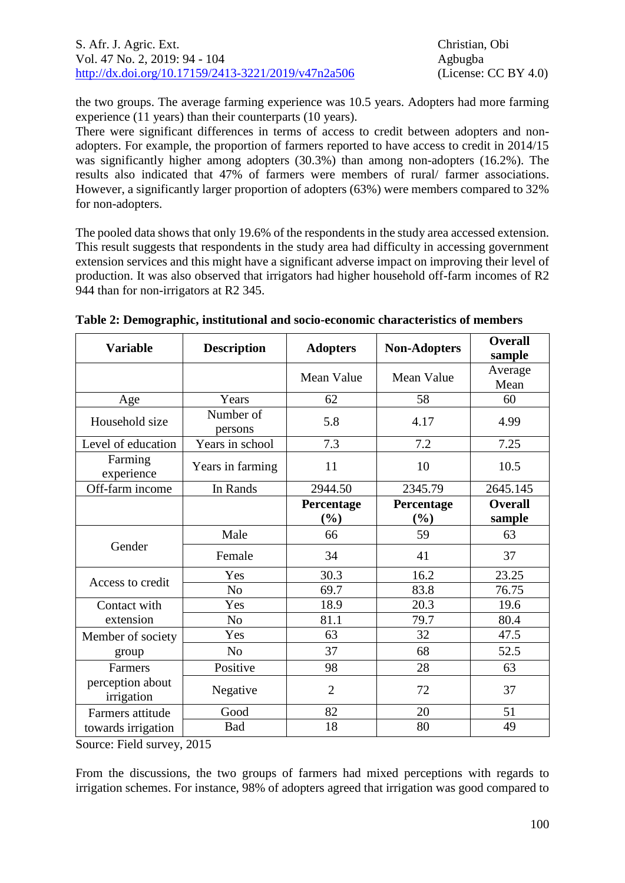the two groups. The average farming experience was 10.5 years. Adopters had more farming experience (11 years) than their counterparts (10 years).
There were significant differences in terms of access to credit between adopters and non-adopters. For example, the proportion of farmers reported to have access to credit in 2014/15 was significantly higher among adopters (30.3%) than among non-adopters (16.2%). The results also indicated that 47% of farmers were members of rural/ farmer associations. However, a significantly larger proportion of adopters (63%) were members compared to 32% for non-adopters.

The pooled data shows that only 19.6% of the respondents in the study area accessed extension. This result suggests that respondents in the study area had difficulty in accessing government extension services and this might have a significant adverse impact on improving their level of production. It was also observed that irrigators had higher household off-farm incomes of R2 944 than for non-irrigators at R2 345.

**Table 2: Demographic, institutional and socio-economic characteristics of members**

| Variable | Description | Adopters | Non-Adopters | Overall sample |
|---|---|---|---|---|
| | | Mean Value | Mean Value | Average Mean |
| Age | Years | 62 | 58 | 60 |
| Household size | Number of persons | 5.8 | 4.17 | 4.99 |
| Level of education | Years in school | 7.3 | 7.2 | 7.25 |
| Farming experience | Years in farming | 11 | 10 | 10.5 |
| Off-farm income | In Rands | 2944.50 | 2345.79 | 2645.145 |
| | | **Percentage (%)** | **Percentage (%)** | **Overall sample** |
| Gender | Male | 66 | 59 | 63 |
| | Female | 34 | 41 | 37 |
| Access to credit | Yes | 30.3 | 16.2 | 23.25 |
| | No | 69.7 | 83.8 | 76.75 |
| Contact with extension | Yes | 18.9 | 20.3 | 19.6 |
| | No | 81.1 | 79.7 | 80.4 |
| Member of society group | Yes | 63 | 32 | 47.5 |
| | No | 37 | 68 | 52.5 |
| Farmers perception about irrigation | Positive | 98 | 28 | 63 |
| | Negative | 2 | 72 | 37 |
| Farmers attitude towards irrigation | Good | 82 | 20 | 51 |
| | Bad | 18 | 80 | 49 |

Source: Field survey, 2015

From the discussions, the two groups of farmers had mixed perceptions with regards to irrigation schemes. For instance, 98% of adopters agreed that irrigation was good compared to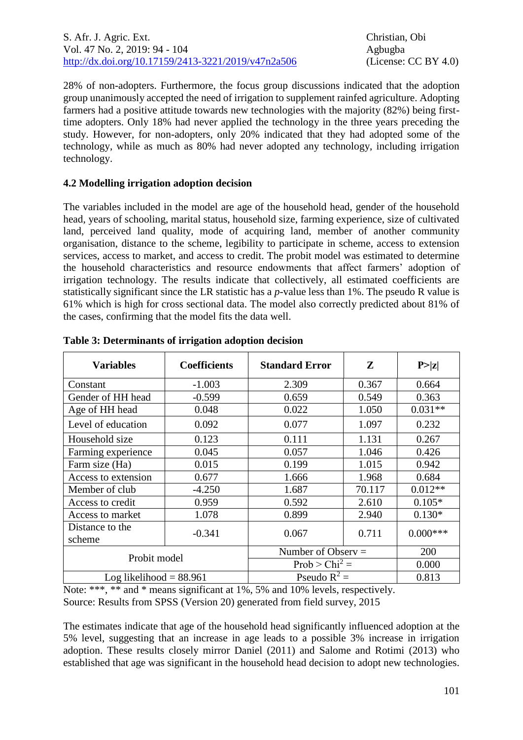28% of non-adopters. Furthermore, the focus group discussions indicated that the adoption group unanimously accepted the need of irrigation to supplement rainfed agriculture. Adopting farmers had a positive attitude towards new technologies with the majority (82%) being first-time adopters. Only 18% had never applied the technology in the three years preceding the study. However, for non-adopters, only 20% indicated that they had adopted some of the technology, while as much as 80% had never adopted any technology, including irrigation technology.

### 4.2 Modelling irrigation adoption decision

The variables included in the model are age of the household head, gender of the household head, years of schooling, marital status, household size, farming experience, size of cultivated land, perceived land quality, mode of acquiring land, member of another community organisation, distance to the scheme, legibility to participate in scheme, access to extension services, access to market, and access to credit. The probit model was estimated to determine the household characteristics and resource endowments that affect farmers' adoption of irrigation technology. The results indicate that collectively, all estimated coefficients are statistically significant since the LR statistic has a *p*-value less than 1%. The pseudo R value is 61% which is high for cross sectional data. The model also correctly predicted about 81% of the cases, confirming that the model fits the data well.

**Table 3: Determinants of irrigation adoption decision**

| Variables | Coefficients | Standard Error | Z | P>\|z\| |
|---|---|---|---|---|
| Constant | -1.003 | 2.309 | 0.367 | 0.664 |
| Gender of HH head | -0.599 | 0.659 | 0.549 | 0.363 |
| Age of HH head | 0.048 | 0.022 | 1.050 | 0.031** |
| Level of education | 0.092 | 0.077 | 1.097 | 0.232 |
| Household size | 0.123 | 0.111 | 1.131 | 0.267 |
| Farming experience | 0.045 | 0.057 | 1.046 | 0.426 |
| Farm size (Ha) | 0.015 | 0.199 | 1.015 | 0.942 |
| Access to extension | 0.677 | 1.666 | 1.968 | 0.684 |
| Member of club | -4.250 | 1.687 | 70.117 | 0.012** |
| Access to credit | 0.959 | 0.592 | 2.610 | 0.105* |
| Access to market | 1.078 | 0.899 | 2.940 | 0.130* |
| Distance to the scheme | -0.341 | 0.067 | 0.711 | 0.000*** |
| Probit model | | Number of Observ = | | 200 |
| | | Prob > $Chi^2$ = | | 0.000 |
| Log likelihood = 88.961 | | Pseudo $R^2$ = | | 0.813 |

Note: ***, ** and * means significant at 1%, 5% and 10% levels, respectively.
Source: Results from SPSS (Version 20) generated from field survey, 2015

The estimates indicate that age of the household head significantly influenced adoption at the 5% level, suggesting that an increase in age leads to a possible 3% increase in irrigation adoption. These results closely mirror Daniel (2011) and Salome and Rotimi (2013) who established that age was significant in the household head decision to adopt new technologies.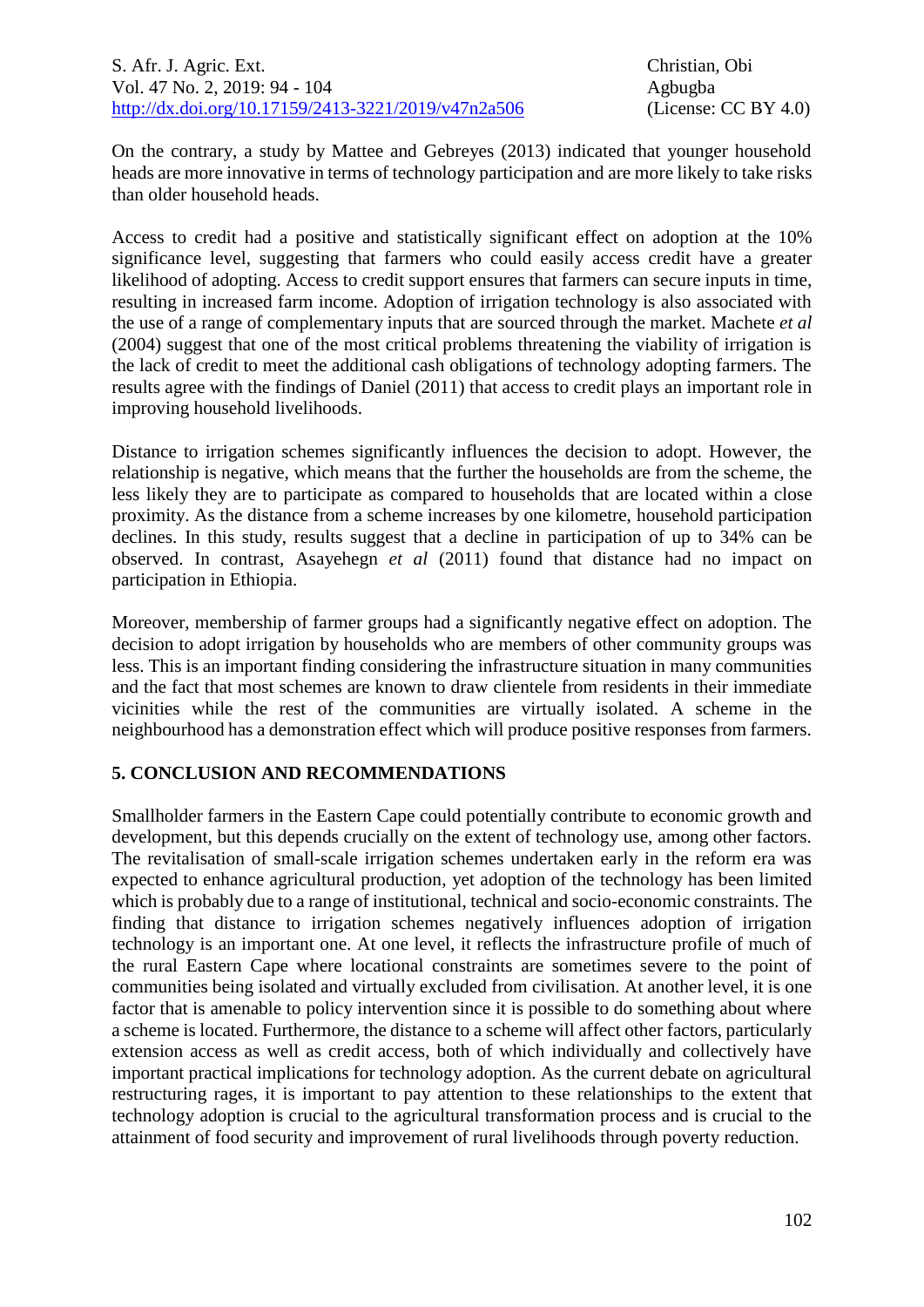On the contrary, a study by Mattee and Gebreyes (2013) indicated that younger household heads are more innovative in terms of technology participation and are more likely to take risks than older household heads.

Access to credit had a positive and statistically significant effect on adoption at the 10% significance level, suggesting that farmers who could easily access credit have a greater likelihood of adopting. Access to credit support ensures that farmers can secure inputs in time, resulting in increased farm income. Adoption of irrigation technology is also associated with the use of a range of complementary inputs that are sourced through the market. Machete *et al* (2004) suggest that one of the most critical problems threatening the viability of irrigation is the lack of credit to meet the additional cash obligations of technology adopting farmers. The results agree with the findings of Daniel (2011) that access to credit plays an important role in improving household livelihoods.

Distance to irrigation schemes significantly influences the decision to adopt. However, the relationship is negative, which means that the further the households are from the scheme, the less likely they are to participate as compared to households that are located within a close proximity. As the distance from a scheme increases by one kilometre, household participation declines. In this study, results suggest that a decline in participation of up to 34% can be observed. In contrast, Asayehegn *et al* (2011) found that distance had no impact on participation in Ethiopia.

Moreover, membership of farmer groups had a significantly negative effect on adoption. The decision to adopt irrigation by households who are members of other community groups was less. This is an important finding considering the infrastructure situation in many communities and the fact that most schemes are known to draw clientele from residents in their immediate vicinities while the rest of the communities are virtually isolated. A scheme in the neighbourhood has a demonstration effect which will produce positive responses from farmers.

## 5. CONCLUSION AND RECOMMENDATIONS

Smallholder farmers in the Eastern Cape could potentially contribute to economic growth and development, but this depends crucially on the extent of technology use, among other factors. The revitalisation of small-scale irrigation schemes undertaken early in the reform era was expected to enhance agricultural production, yet adoption of the technology has been limited which is probably due to a range of institutional, technical and socio-economic constraints. The finding that distance to irrigation schemes negatively influences adoption of irrigation technology is an important one. At one level, it reflects the infrastructure profile of much of the rural Eastern Cape where locational constraints are sometimes severe to the point of communities being isolated and virtually excluded from civilisation. At another level, it is one factor that is amenable to policy intervention since it is possible to do something about where a scheme is located. Furthermore, the distance to a scheme will affect other factors, particularly extension access as well as credit access, both of which individually and collectively have important practical implications for technology adoption. As the current debate on agricultural restructuring rages, it is important to pay attention to these relationships to the extent that technology adoption is crucial to the agricultural transformation process and is crucial to the attainment of food security and improvement of rural livelihoods through poverty reduction.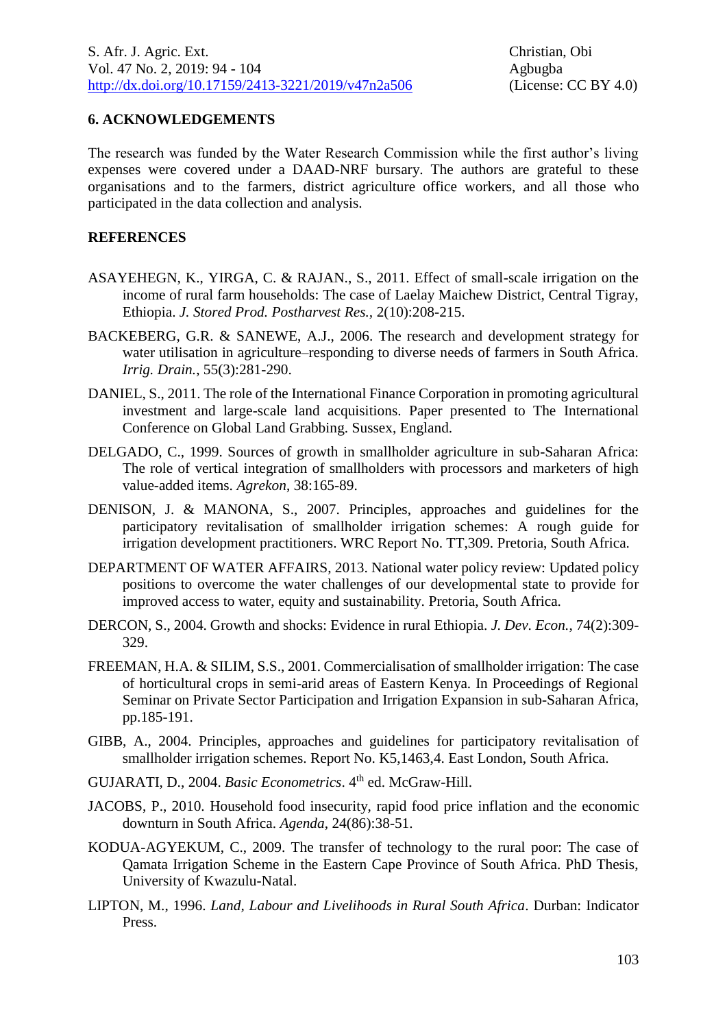## 6. ACKNOWLEDGEMENTS

The research was funded by the Water Research Commission while the first author's living expenses were covered under a DAAD-NRF bursary. The authors are grateful to these organisations and to the farmers, district agriculture office workers, and all those who participated in the data collection and analysis.

## REFERENCES

ASAYEHEGN, K., YIRGA, C. & RAJAN., S., 2011. Effect of small-scale irrigation on the income of rural farm households: The case of Laelay Maichew District, Central Tigray, Ethiopia. *J. Stored Prod. Postharvest Res.,* 2(10):208-215.

BACKEBERG, G.R. & SANEWE, A.J., 2006. The research and development strategy for water utilisation in agriculture–responding to diverse needs of farmers in South Africa. *Irrig. Drain.*, 55(3):281-290.

DANIEL, S., 2011. The role of the International Finance Corporation in promoting agricultural investment and large-scale land acquisitions. Paper presented to The International Conference on Global Land Grabbing. Sussex, England.

DELGADO, C., 1999. Sources of growth in smallholder agriculture in sub-Saharan Africa: The role of vertical integration of smallholders with processors and marketers of high value-added items. *Agrekon,* 38:165-89.

DENISON, J. & MANONA, S., 2007. Principles, approaches and guidelines for the participatory revitalisation of smallholder irrigation schemes: A rough guide for irrigation development practitioners. WRC Report No. TT,309. Pretoria, South Africa.

DEPARTMENT OF WATER AFFAIRS, 2013. National water policy review: Updated policy positions to overcome the water challenges of our developmental state to provide for improved access to water, equity and sustainability. Pretoria, South Africa.

DERCON, S., 2004. Growth and shocks: Evidence in rural Ethiopia. *J. Dev. Econ.*, 74(2):309-329.

FREEMAN, H.A. & SILIM, S.S., 2001. Commercialisation of smallholder irrigation: The case of horticultural crops in semi-arid areas of Eastern Kenya. In Proceedings of Regional Seminar on Private Sector Participation and Irrigation Expansion in sub-Saharan Africa, pp.185-191.

GIBB, A., 2004. Principles, approaches and guidelines for participatory revitalisation of smallholder irrigation schemes. Report No. K5,1463,4. East London, South Africa.

GUJARATI, D., 2004. *Basic Econometrics*. 4th ed. McGraw-Hill.

JACOBS, P., 2010. Household food insecurity, rapid food price inflation and the economic downturn in South Africa. *Agenda,* 24(86):38-51.

KODUA-AGYEKUM, C., 2009. The transfer of technology to the rural poor: The case of Qamata Irrigation Scheme in the Eastern Cape Province of South Africa. PhD Thesis, University of Kwazulu-Natal.

LIPTON, M., 1996. *Land, Labour and Livelihoods in Rural South Africa*. Durban: Indicator Press.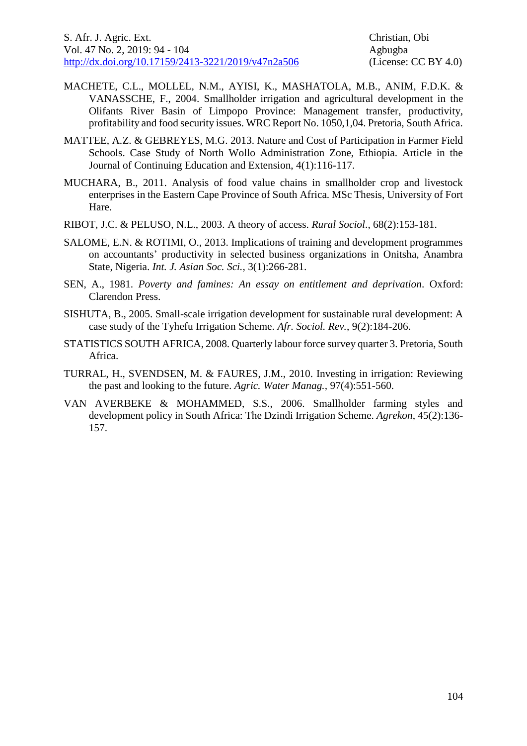MACHETE, C.L., MOLLEL, N.M., AYISI, K., MASHATOLA, M.B., ANIM, F.D.K. & VANASSCHE, F., 2004. Smallholder irrigation and agricultural development in the Olifants River Basin of Limpopo Province: Management transfer, productivity, profitability and food security issues. WRC Report No. 1050,1,04. Pretoria, South Africa.

MATTEE, A.Z. & GEBREYES, M.G. 2013. Nature and Cost of Participation in Farmer Field Schools. Case Study of North Wollo Administration Zone, Ethiopia. Article in the Journal of Continuing Education and Extension, 4(1):116-117.

MUCHARA, B., 2011. Analysis of food value chains in smallholder crop and livestock enterprises in the Eastern Cape Province of South Africa. MSc Thesis, University of Fort Hare.

RIBOT, J.C. & PELUSO, N.L., 2003. A theory of access. *Rural Sociol*., 68(2):153-181.

SALOME, E.N. & ROTIMI, O., 2013. Implications of training and development programmes on accountants' productivity in selected business organizations in Onitsha, Anambra State, Nigeria. *Int. J. Asian Soc. Sci.*, 3(1):266-281.

SEN, A., 1981. *Poverty and famines: An essay on entitlement and deprivation*. Oxford: Clarendon Press.

SISHUTA, B., 2005. Small-scale irrigation development for sustainable rural development: A case study of the Tyhefu Irrigation Scheme. *Afr. Sociol. Rev.*, 9(2):184-206.

STATISTICS SOUTH AFRICA, 2008. Quarterly labour force survey quarter 3. Pretoria, South Africa.

TURRAL, H., SVENDSEN, M. & FAURES, J.M., 2010. Investing in irrigation: Reviewing the past and looking to the future. *Agric. Water Manag.*, 97(4):551-560.

VAN AVERBEKE & MOHAMMED, S.S., 2006. Smallholder farming styles and development policy in South Africa: The Dzindi Irrigation Scheme. *Agrekon*, 45(2):136-157.